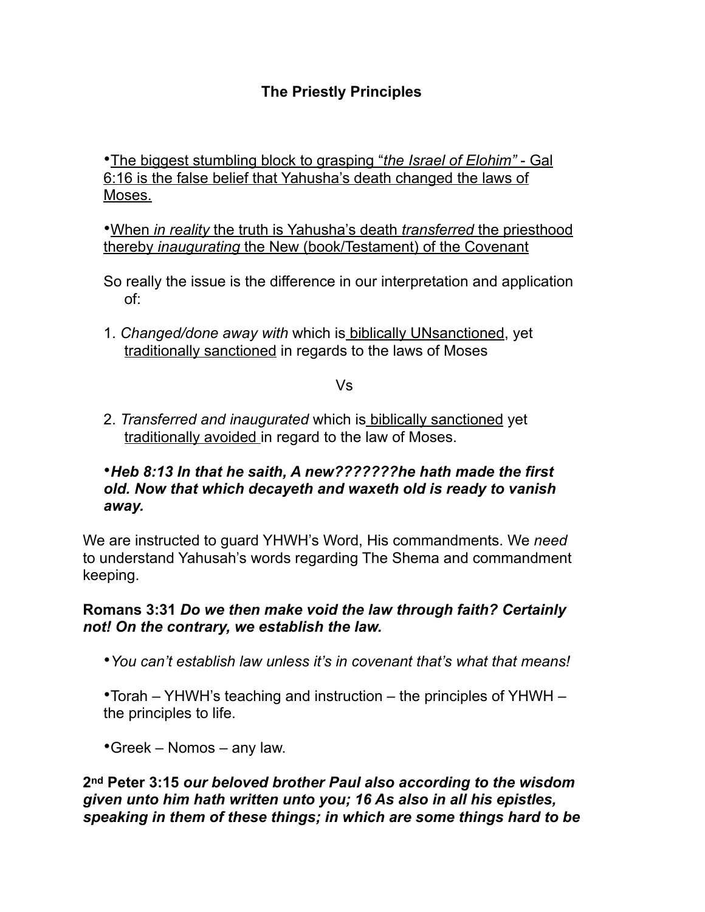# The Priestly Principles

- <u>The biggest stumbling block to grasping "*the Israel of Elohim"* - Gal 6:16 is the false belief that Yahusha's death changed the laws of Moses.</u>

- <u>When *in reality* the truth is Yahusha's death *transferred* the priesthood thereby *inaugurating* the New (book/Testament) of the Covenant</u>

So really the issue is the difference in our interpretation and application of:

1. *Changed/done away with* which is <u>biblically UNsanctioned</u>, yet <u>traditionally sanctioned</u> in regards to the laws of Moses

Vs

2. *Transferred and inaugurated* which is <u>biblically sanctioned</u> yet <u>traditionally avoided</u> in regard to the law of Moses.

- ***Heb 8:13 In that he saith, A new???????he hath made the first old. Now that which decayeth and waxeth old is ready to vanish away.***

We are instructed to guard YHWH's Word, His commandments. We *need* to understand Yahusah's words regarding The Shema and commandment keeping.

**Romans 3:31** ***Do we then make void the law through faith? Certainly not! On the contrary, we establish the law.***

- *You can't establish law unless it's in covenant that's what that means!*

- Torah – YHWH's teaching and instruction – the principles of YHWH – the principles to life.

- Greek – Nomos – any law.

**2nd Peter 3:15** ***our beloved brother Paul also according to the wisdom given unto him hath written unto you; 16 As also in all his epistles, speaking in them of these things; in which are some things hard to be***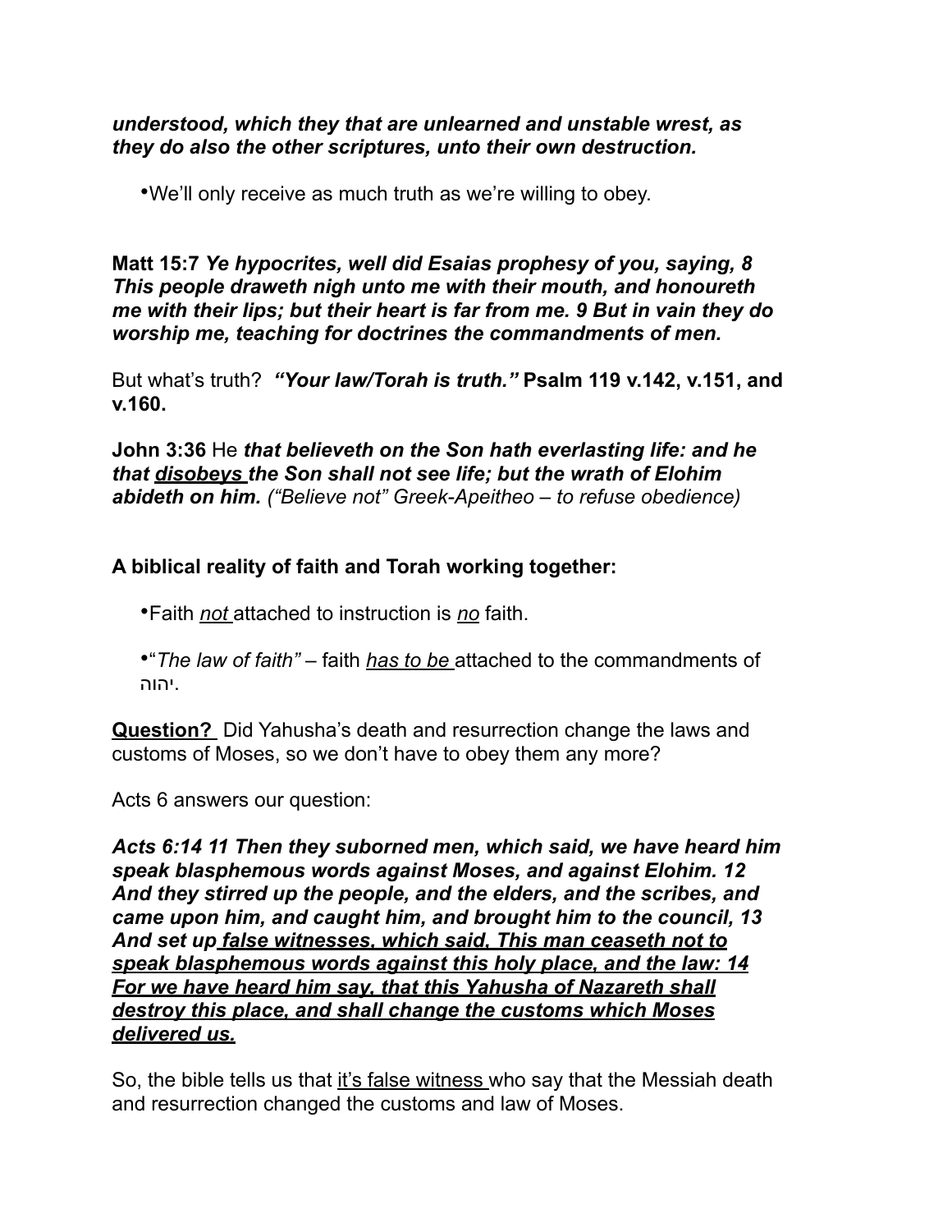***understood, which they that are unlearned and unstable wrest, as they do also the other scriptures, unto their own destruction.***

- We'll only receive as much truth as we're willing to obey.

**Matt 15:7** ***Ye hypocrites, well did Esaias prophesy of you, saying, 8 This people draweth nigh unto me with their mouth, and honoureth me with their lips; but their heart is far from me. 9 But in vain they do worship me, teaching for doctrines the commandments of men.***

But what's truth? ***"Your law/Torah is truth."*** **Psalm 119 v.142, v.151, and v.160.**

**John 3:36** He ***that believeth on the Son hath everlasting life: and he that <u>disobeys</u> the Son shall not see life; but the wrath of Elohim abideth on him.*** *("Believe not" Greek-Apeitheo – to refuse obedience)*

**A biblical reality of faith and Torah working together:**

- Faith <u>*not*</u> attached to instruction is <u>*no*</u> faith.
- "*The law of faith"* – faith <u>*has to be*</u> attached to the commandments of יהוה.

<u>**Question?**</u> Did Yahusha's death and resurrection change the laws and customs of Moses, so we don't have to obey them any more?

Acts 6 answers our question:

***Acts 6:14 11 Then they suborned men, which said, we have heard him speak blasphemous words against Moses, and against Elohim. 12 And they stirred up the people, and the elders, and the scribes, and came upon him, and caught him, and brought him to the council, 13 And set up <u>false witnesses, which said, This man ceaseth not to speak blasphemous words against this holy place, and the law: 14 For we have heard him say, that this Yahusha of Nazareth shall destroy this place, and shall change the customs which Moses delivered us.</u>***

So, the bible tells us that <u>it's false witness</u> who say that the Messiah death and resurrection changed the customs and law of Moses.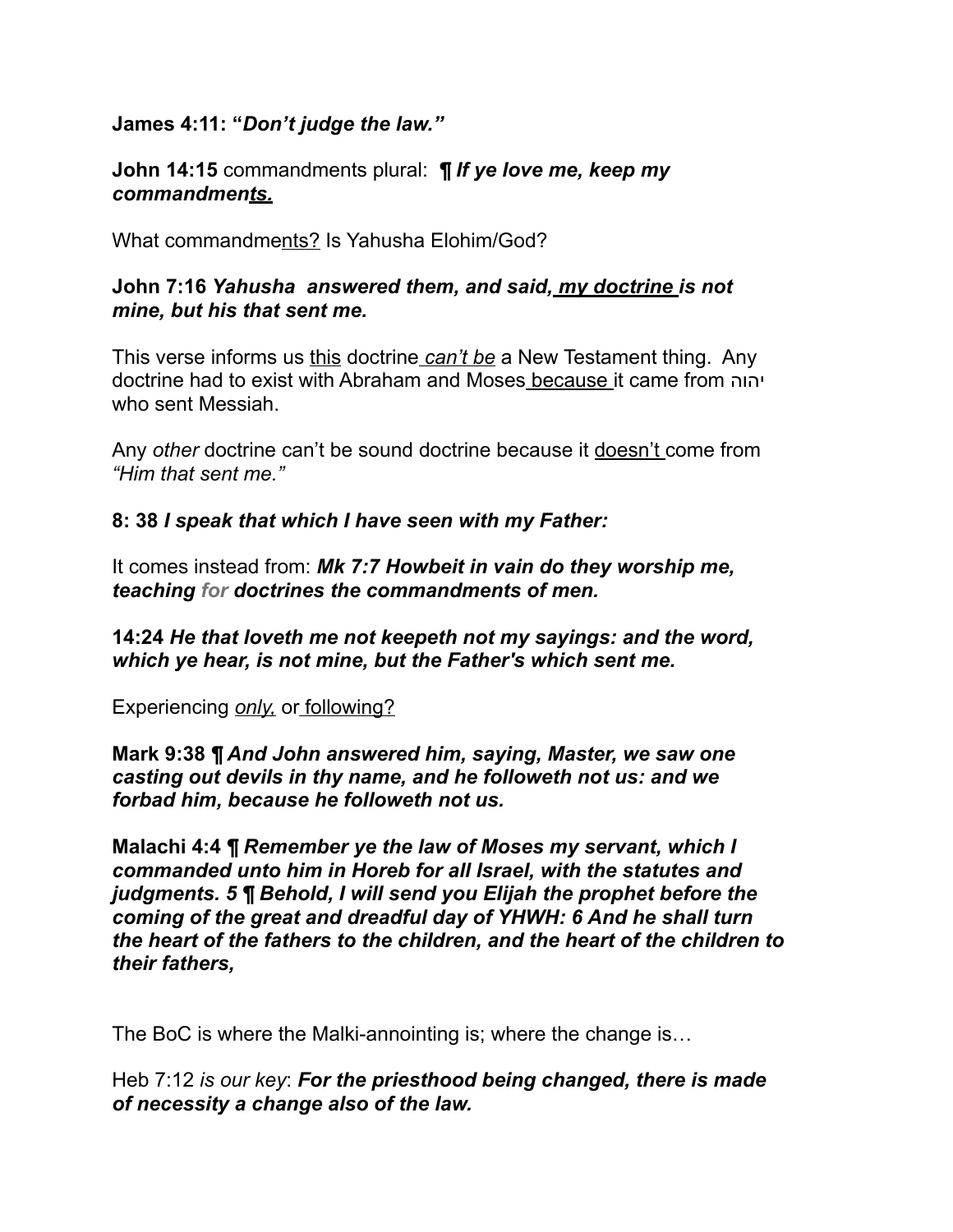**James 4:11: "*Don't judge the law."***

**John 14:15** commandments plural: ***¶ If ye love me, keep my commandments.***

What commandments? Is Yahusha Elohim/God?

**John 7:16** ***Yahusha answered them, and said, my doctrine is not mine, but his that sent me.***

This verse informs us this doctrine *can't be* a New Testament thing. Any doctrine had to exist with Abraham and Moses because it came from יהוה who sent Messiah.

Any *other* doctrine can't be sound doctrine because it doesn't come from *"Him that sent me."*

**8: 38** ***I speak that which I have seen with my Father:***

It comes instead from: ***Mk 7:7 Howbeit in vain do they worship me, teaching for doctrines the commandments of men.***

***14:24 He that loveth me not keepeth not my sayings: and the word, which ye hear, is not mine, but the Father's which sent me.***

Experiencing *only,* or following?

**Mark 9:38 ¶** ***And John answered him, saying, Master, we saw one casting out devils in thy name, and he followeth not us: and we forbad him, because he followeth not us.***

**Malachi 4:4 ¶** ***Remember ye the law of Moses my servant, which I commanded unto him in Horeb for all Israel, with the statutes and judgments. 5 ¶ Behold, I will send you Elijah the prophet before the coming of the great and dreadful day of YHWH: 6 And he shall turn the heart of the fathers to the children, and the heart of the children to their fathers,***

The BoC is where the Malki-annointing is; where the change is…

Heb 7:12 *is our key*: ***For the priesthood being changed, there is made of necessity a change also of the law.***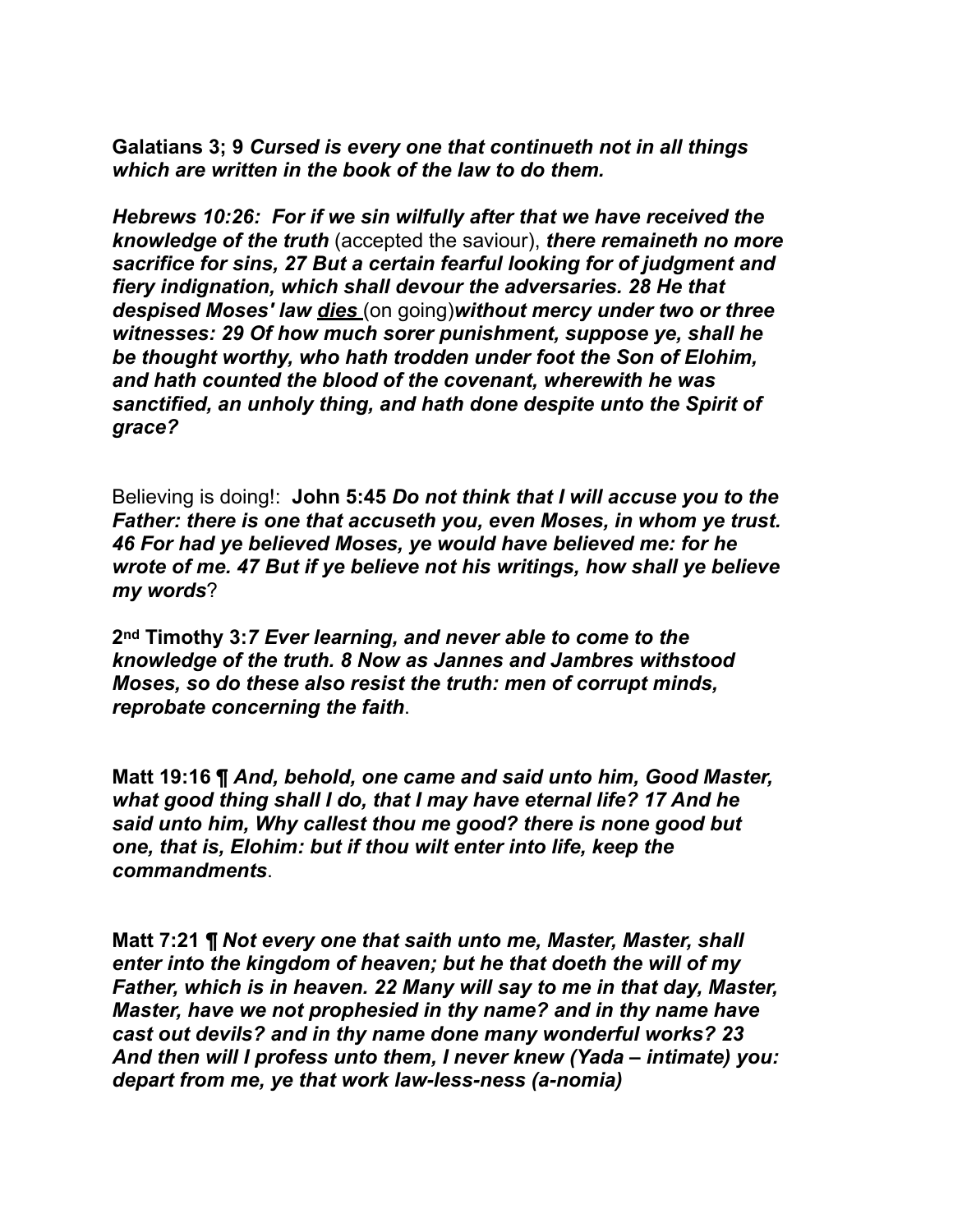**Galatians 3; 9** ***Cursed is every one that continueth not in all things which are written in the book of the law to do them.***

***Hebrews 10:26: For if we sin wilfully after that we have received the knowledge of the truth*** (accepted the saviour), ***there remaineth no more sacrifice for sins, 27 But a certain fearful looking for of judgment and fiery indignation, which shall devour the adversaries. 28 He that despised Moses' law <u>dies</u>*** (on going)***without mercy under two or three witnesses: 29 Of how much sorer punishment, suppose ye, shall he be thought worthy, who hath trodden under foot the Son of Elohim, and hath counted the blood of the covenant, wherewith he was sanctified, an unholy thing, and hath done despite unto the Spirit of grace?***

Believing is doing!: **John 5:45** ***Do not think that I will accuse you to the Father: there is one that accuseth you, even Moses, in whom ye trust. 46 For had ye believed Moses, ye would have believed me: for he wrote of me. 47 But if ye believe not his writings, how shall ye believe my words***?

**2nd Timothy 3:7** ***Ever learning, and never able to come to the knowledge of the truth. 8 Now as Jannes and Jambres withstood Moses, so do these also resist the truth: men of corrupt minds, reprobate concerning the faith***.

**Matt 19:16 ¶** ***And, behold, one came and said unto him, Good Master, what good thing shall I do, that I may have eternal life? 17 And he said unto him, Why callest thou me good? there is none good but one, that is, Elohim: but if thou wilt enter into life, keep the commandments***.

**Matt 7:21 ¶** ***Not every one that saith unto me, Master, Master, shall enter into the kingdom of heaven; but he that doeth the will of my Father, which is in heaven. 22 Many will say to me in that day, Master, Master, have we not prophesied in thy name? and in thy name have cast out devils? and in thy name done many wonderful works? 23 And then will I profess unto them, I never knew (Yada – intimate) you: depart from me, ye that work law-less-ness (a-nomia)***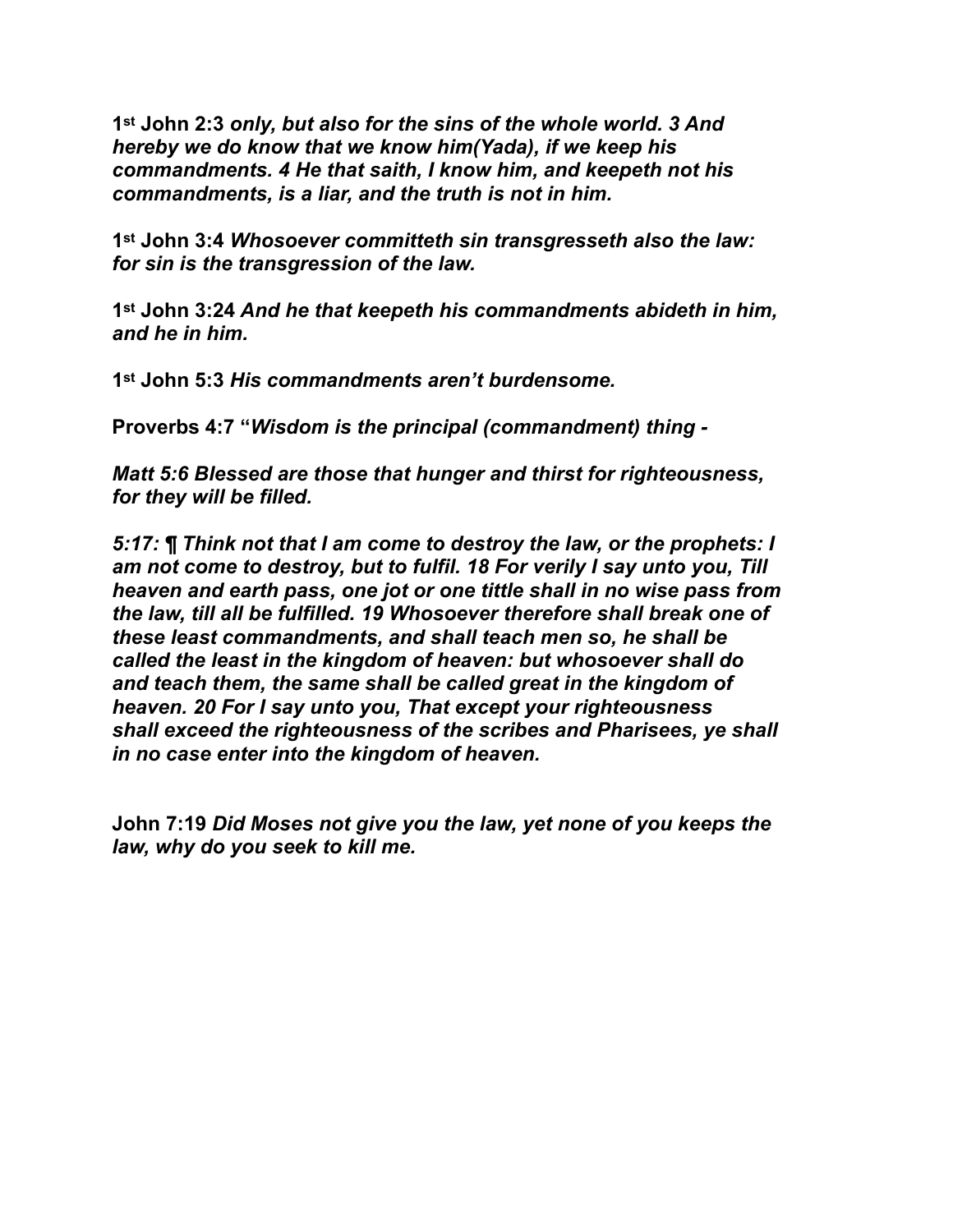**1st John 2:3** ***only, but also for the sins of the whole world. 3 And hereby we do know that we know him(Yada), if we keep his commandments. 4 He that saith, I know him, and keepeth not his commandments, is a liar, and the truth is not in him.***

**1st John 3:4** ***Whosoever committeth sin transgresseth also the law: for sin is the transgression of the law.***

**1st John 3:24** ***And he that keepeth his commandments abideth in him, and he in him.***

**1st John 5:3** ***His commandments aren't burdensome.***

**Proverbs 4:7 "*Wisdom is the principal (commandment) thing -***

***Matt 5:6 Blessed are those that hunger and thirst for righteousness, for they will be filled.***

***5:17: ¶ Think not that I am come to destroy the law, or the prophets: I am not come to destroy, but to fulfil. 18 For verily I say unto you, Till heaven and earth pass, one jot or one tittle shall in no wise pass from the law, till all be fulfilled. 19 Whosoever therefore shall break one of these least commandments, and shall teach men so, he shall be called the least in the kingdom of heaven: but whosoever shall do and teach them, the same shall be called great in the kingdom of heaven. 20 For I say unto you, That except your righteousness shall exceed the righteousness of the scribes and Pharisees, ye shall in no case enter into the kingdom of heaven.***

**John 7:19** ***Did Moses not give you the law, yet none of you keeps the law, why do you seek to kill me.***